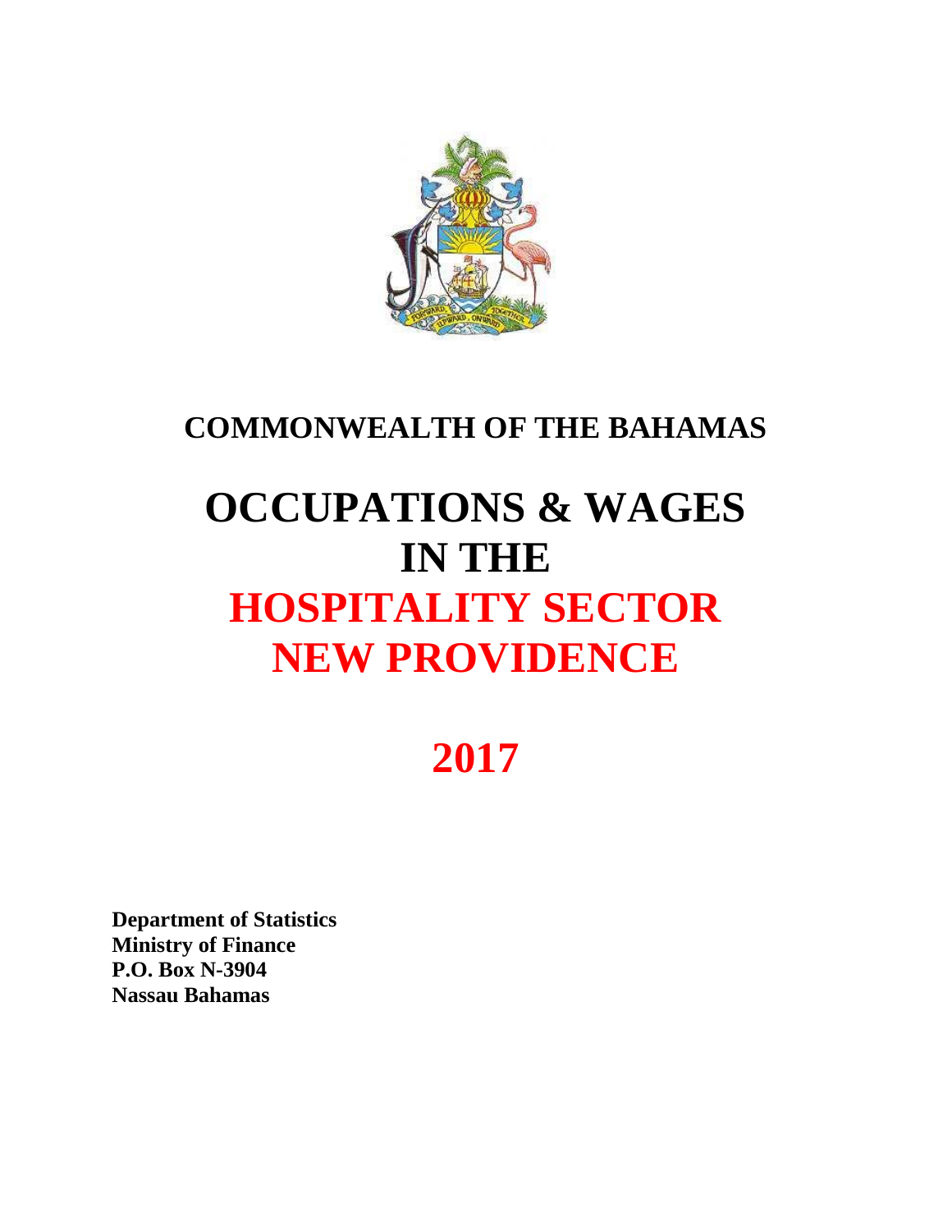# COMMONWEALTH OF THE BAHAMAS

# OCCUPATIONS & WAGES IN THE HOSPITALITY SECTOR NEW PROVIDENCE

# 2017

**Department of Statistics**
**Ministry of Finance**
**P.O. Box N-3904**
**Nassau Bahamas**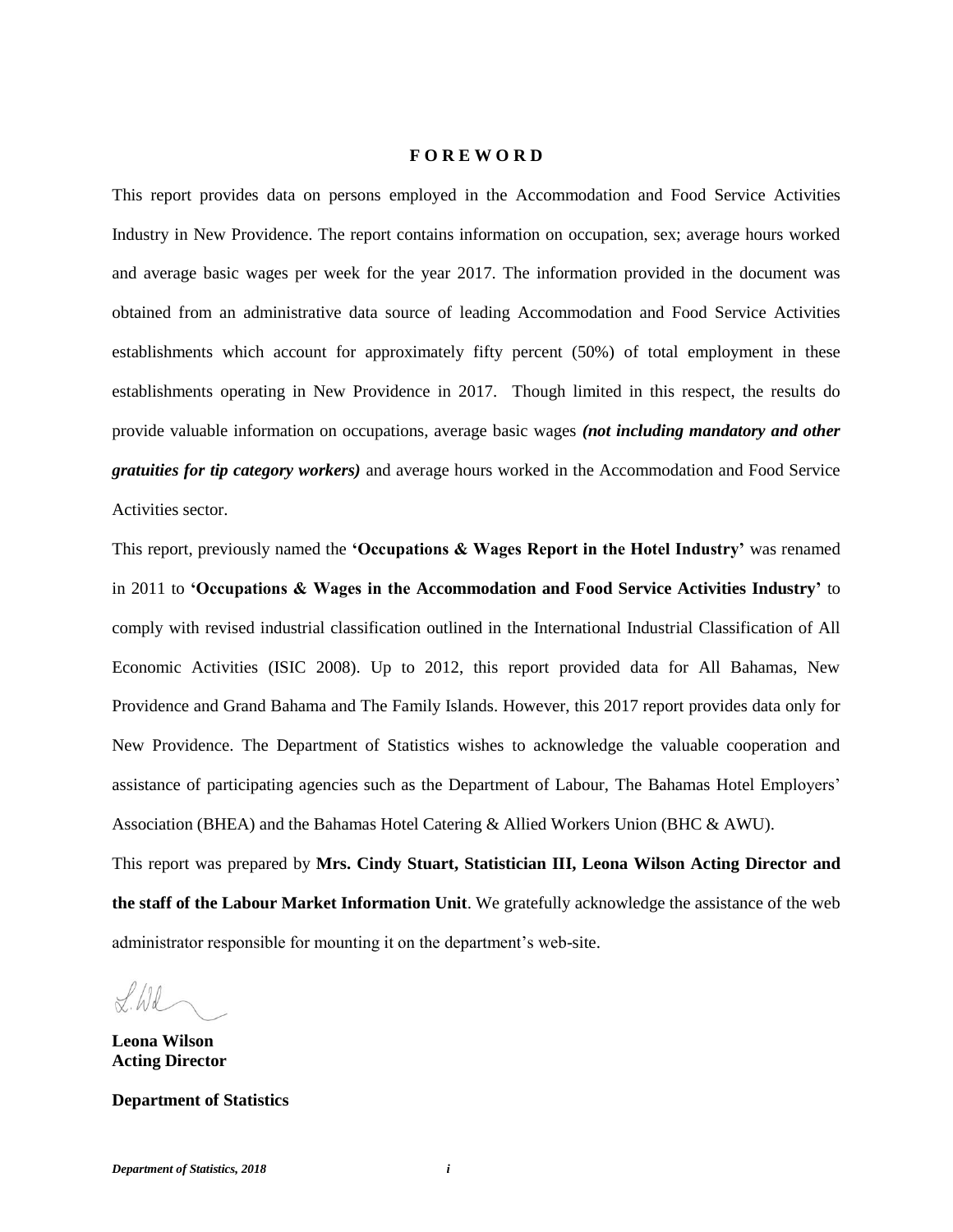# FOREWORD

This report provides data on persons employed in the Accommodation and Food Service Activities Industry in New Providence. The report contains information on occupation, sex; average hours worked and average basic wages per week for the year 2017. The information provided in the document was obtained from an administrative data source of leading Accommodation and Food Service Activities establishments which account for approximately fifty percent (50%) of total employment in these establishments operating in New Providence in 2017. Though limited in this respect, the results do provide valuable information on occupations, average basic wages ***(not including mandatory and other gratuities for tip category workers)*** and average hours worked in the Accommodation and Food Service Activities sector.

This report, previously named the **'Occupations & Wages Report in the Hotel Industry'** was renamed in 2011 to **'Occupations & Wages in the Accommodation and Food Service Activities Industry'** to comply with revised industrial classification outlined in the International Industrial Classification of All Economic Activities (ISIC 2008). Up to 2012, this report provided data for All Bahamas, New Providence and Grand Bahama and The Family Islands. However, this 2017 report provides data only for New Providence. The Department of Statistics wishes to acknowledge the valuable cooperation and assistance of participating agencies such as the Department of Labour, The Bahamas Hotel Employers' Association (BHEA) and the Bahamas Hotel Catering & Allied Workers Union (BHC & AWU).

This report was prepared by **Mrs. Cindy Stuart, Statistician III, Leona Wilson Acting Director and the staff of the Labour Market Information Unit**. We gratefully acknowledge the assistance of the web administrator responsible for mounting it on the department's web-site.

**Leona Wilson**
**Acting Director**

**Department of Statistics**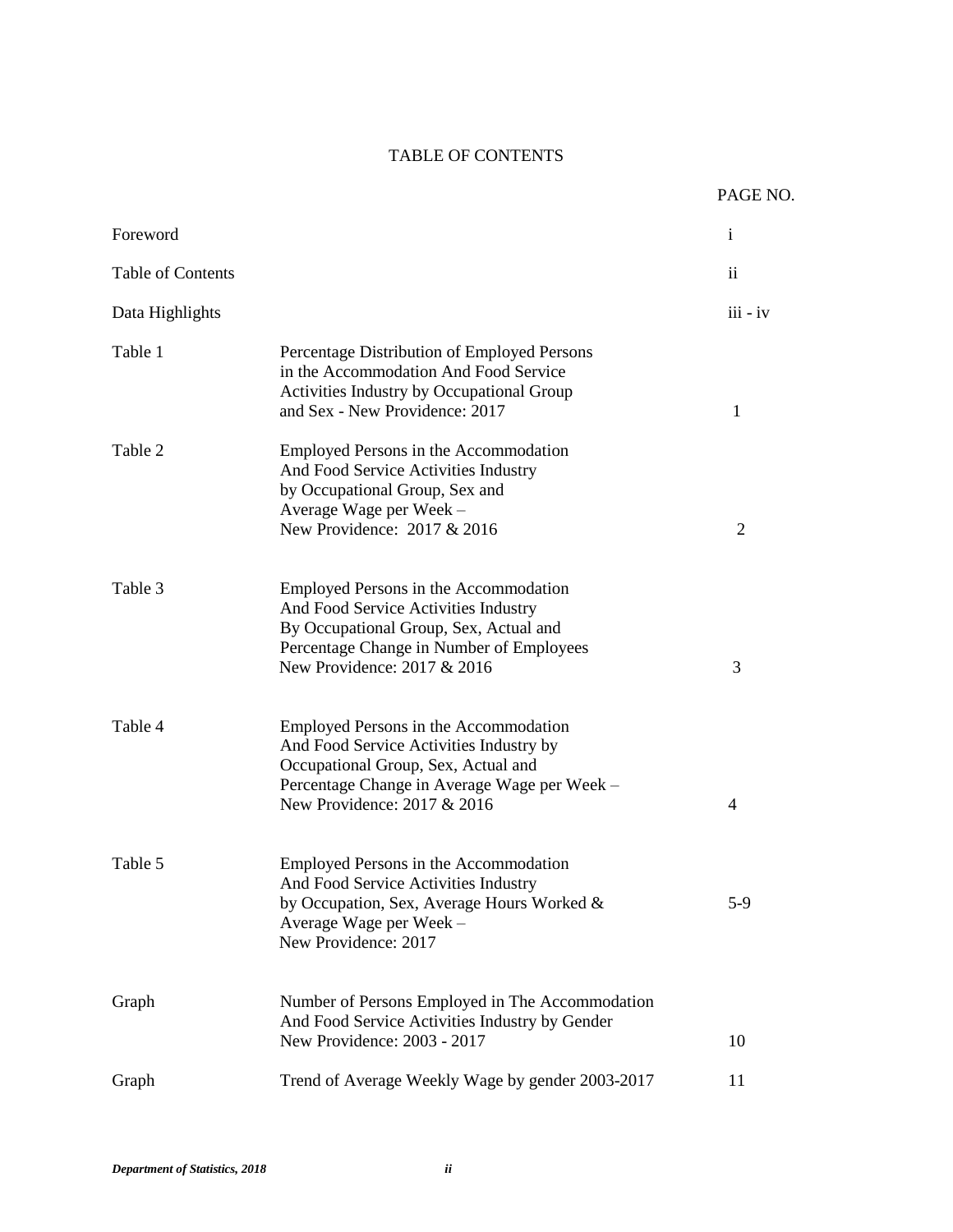# TABLE OF CONTENTS

| | | PAGE NO. |
|---|---|---|
| Foreword | | i |
| Table of Contents | | ii |
| Data Highlights | | iii - iv |
| Table 1 | Percentage Distribution of Employed Persons in the Accommodation And Food Service Activities Industry by Occupational Group and Sex - New Providence: 2017 | 1 |
| Table 2 | Employed Persons in the Accommodation And Food Service Activities Industry by Occupational Group, Sex and Average Wage per Week – New Providence: 2017 & 2016 | 2 |
| Table 3 | Employed Persons in the Accommodation And Food Service Activities Industry By Occupational Group, Sex, Actual and Percentage Change in Number of Employees New Providence: 2017 & 2016 | 3 |
| Table 4 | Employed Persons in the Accommodation And Food Service Activities Industry by Occupational Group, Sex, Actual and Percentage Change in Average Wage per Week – New Providence: 2017 & 2016 | 4 |
| Table 5 | Employed Persons in the Accommodation And Food Service Activities Industry by Occupation, Sex, Average Hours Worked & Average Wage per Week – New Providence: 2017 | 5-9 |
| Graph | Number of Persons Employed in The Accommodation And Food Service Activities Industry by Gender New Providence: 2003 - 2017 | 10 |
| Graph | Trend of Average Weekly Wage by gender 2003-2017 | 11 |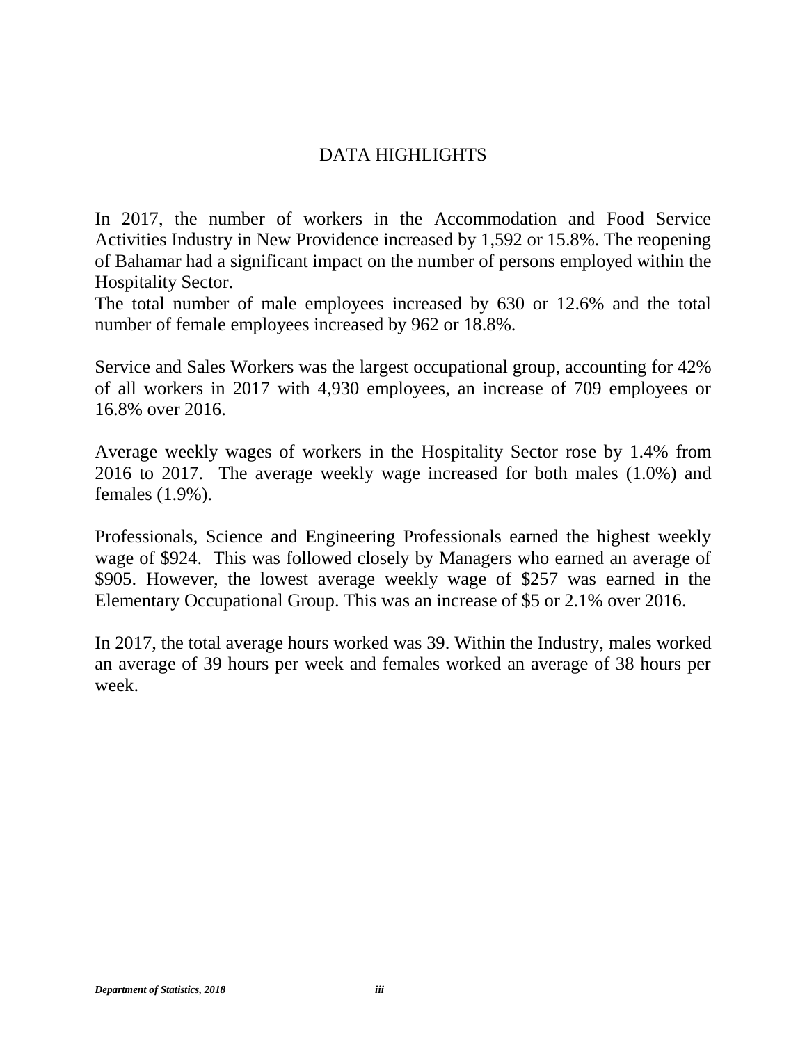# DATA HIGHLIGHTS

In 2017, the number of workers in the Accommodation and Food Service Activities Industry in New Providence increased by 1,592 or 15.8%. The reopening of Bahamar had a significant impact on the number of persons employed within the Hospitality Sector.
The total number of male employees increased by 630 or 12.6% and the total number of female employees increased by 962 or 18.8%.

Service and Sales Workers was the largest occupational group, accounting for 42% of all workers in 2017 with 4,930 employees, an increase of 709 employees or 16.8% over 2016.

Average weekly wages of workers in the Hospitality Sector rose by 1.4% from 2016 to 2017. The average weekly wage increased for both males (1.0%) and females (1.9%).

Professionals, Science and Engineering Professionals earned the highest weekly wage of $924. This was followed closely by Managers who earned an average of $905. However, the lowest average weekly wage of $257 was earned in the Elementary Occupational Group. This was an increase of $5 or 2.1% over 2016.

In 2017, the total average hours worked was 39. Within the Industry, males worked an average of 39 hours per week and females worked an average of 38 hours per week.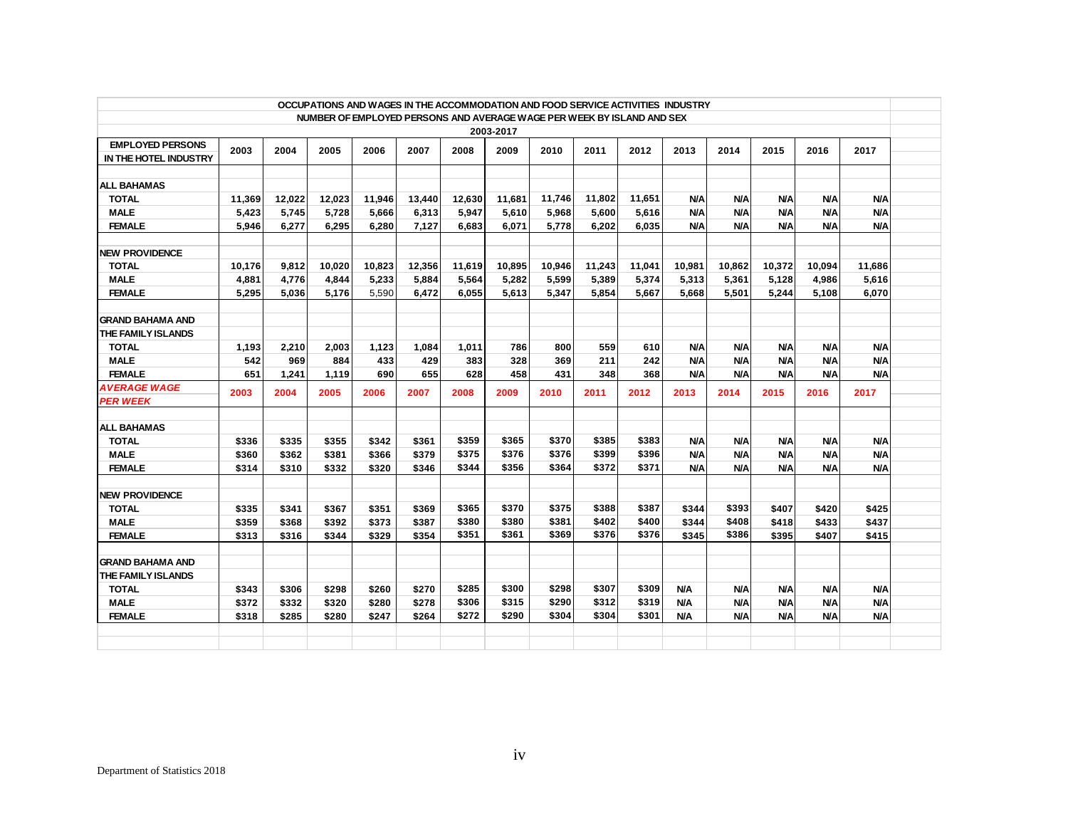**OCCUPATIONS AND WAGES IN THE ACCOMMODATION AND FOOD SERVICE ACTIVITIES INDUSTRY**

**NUMBER OF EMPLOYED PERSONS AND AVERAGE WAGE PER WEEK BY ISLAND AND SEX**

**2003-2017**

| EMPLOYED PERSONS IN THE HOTEL INDUSTRY | 2003 | 2004 | 2005 | 2006 | 2007 | 2008 | 2009 | 2010 | 2011 | 2012 | 2013 | 2014 | 2015 | 2016 | 2017 |
|---|---|---|---|---|---|---|---|---|---|---|---|---|---|---|---|
| **ALL BAHAMAS** | | | | | | | | | | | | | | | |
| TOTAL | 11,369 | 12,022 | 12,023 | 11,946 | 13,440 | 12,630 | 11,681 | 11,746 | 11,802 | 11,651 | N/A | N/A | N/A | N/A | N/A |
| MALE | 5,423 | 5,745 | 5,728 | 5,666 | 6,313 | 5,947 | 5,610 | 5,968 | 5,600 | 5,616 | N/A | N/A | N/A | N/A | N/A |
| FEMALE | 5,946 | 6,277 | 6,295 | 6,280 | 7,127 | 6,683 | 6,071 | 5,778 | 6,202 | 6,035 | N/A | N/A | N/A | N/A | N/A |
| **NEW PROVIDENCE** | | | | | | | | | | | | | | | |
| TOTAL | 10,176 | 9,812 | 10,020 | 10,823 | 12,356 | 11,619 | 10,895 | 10,946 | 11,243 | 11,041 | 10,981 | 10,862 | 10,372 | 10,094 | 11,686 |
| MALE | 4,881 | 4,776 | 4,844 | 5,233 | 5,884 | 5,564 | 5,282 | 5,599 | 5,389 | 5,374 | 5,313 | 5,361 | 5,128 | 4,986 | 5,616 |
| FEMALE | 5,295 | 5,036 | 5,176 | 5,590 | 6,472 | 6,055 | 5,613 | 5,347 | 5,854 | 5,667 | 5,668 | 5,501 | 5,244 | 5,108 | 6,070 |
| **GRAND BAHAMA AND THE FAMILY ISLANDS** | | | | | | | | | | | | | | | |
| TOTAL | 1,193 | 2,210 | 2,003 | 1,123 | 1,084 | 1,011 | 786 | 800 | 559 | 610 | N/A | N/A | N/A | N/A | N/A |
| MALE | 542 | 969 | 884 | 433 | 429 | 383 | 328 | 369 | 211 | 242 | N/A | N/A | N/A | N/A | N/A |
| FEMALE | 651 | 1,241 | 1,119 | 690 | 655 | 628 | 458 | 431 | 348 | 368 | N/A | N/A | N/A | N/A | N/A |
| ***AVERAGE WAGE PER WEEK*** | **2003** | **2004** | **2005** | **2006** | **2007** | **2008** | **2009** | **2010** | **2011** | **2012** | **2013** | **2014** | **2015** | **2016** | **2017** |
| **ALL BAHAMAS** | | | | | | | | | | | | | | | |
| TOTAL | $336 | $335 | $355 | $342 | $361 | $359 | $365 | $370 | $385 | $383 | N/A | N/A | N/A | N/A | N/A |
| MALE | $360 | $362 | $381 | $366 | $379 | $375 | $376 | $376 | $399 | $396 | N/A | N/A | N/A | N/A | N/A |
| FEMALE | $314 | $310 | $332 | $320 | $346 | $344 | $356 | $364 | $372 | $371 | N/A | N/A | N/A | N/A | N/A |
| **NEW PROVIDENCE** | | | | | | | | | | | | | | | |
| TOTAL | $335 | $341 | $367 | $351 | $369 | $365 | $370 | $375 | $388 | $387 | $344 | $393 | $407 | $420 | $425 |
| MALE | $359 | $368 | $392 | $373 | $387 | $380 | $380 | $381 | $402 | $400 | $344 | $408 | $418 | $433 | $437 |
| FEMALE | $313 | $316 | $344 | $329 | $354 | $351 | $361 | $369 | $376 | $376 | $345 | $386 | $395 | $407 | $415 |
| **GRAND BAHAMA AND THE FAMILY ISLANDS** | | | | | | | | | | | | | | | |
| TOTAL | $343 | $306 | $298 | $260 | $270 | $285 | $300 | $298 | $307 | $309 | N/A | N/A | N/A | N/A | N/A |
| MALE | $372 | $332 | $320 | $280 | $278 | $306 | $315 | $290 | $312 | $319 | N/A | N/A | N/A | N/A | N/A |
| FEMALE | $318 | $285 | $280 | $247 | $264 | $272 | $290 | $304 | $304 | $301 | N/A | N/A | N/A | N/A | N/A |

Department of Statistics 2018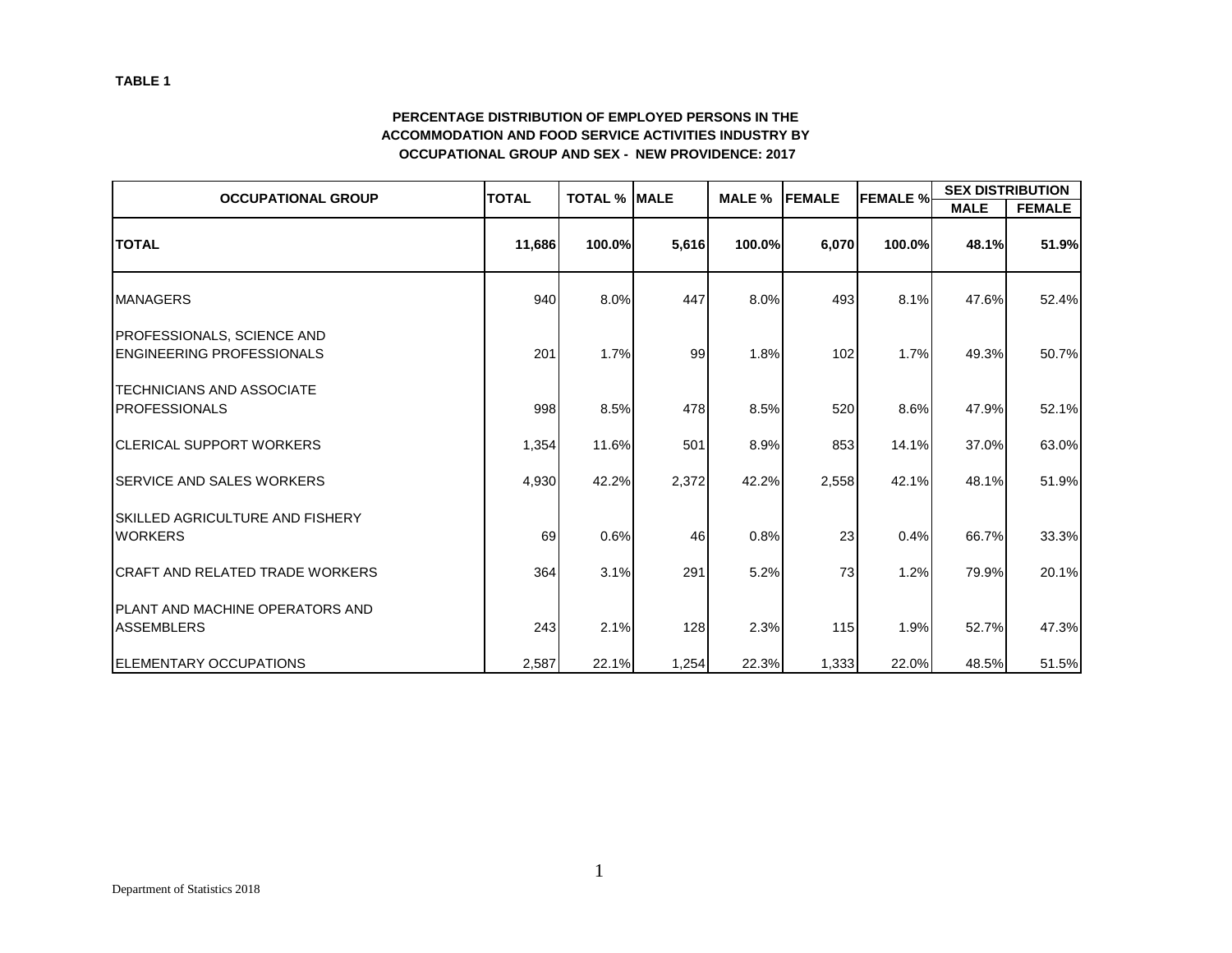**TABLE 1**

**PERCENTAGE DISTRIBUTION OF EMPLOYED PERSONS IN THE ACCOMMODATION AND FOOD SERVICE ACTIVITIES INDUSTRY BY OCCUPATIONAL GROUP AND SEX - NEW PROVIDENCE: 2017**

| OCCUPATIONAL GROUP | TOTAL | TOTAL % | MALE | MALE % | FEMALE | FEMALE % | SEX DISTRIBUTION | |
|---|---|---|---|---|---|---|---|---|
| | | | | | | | MALE | FEMALE |
| **TOTAL** | **11,686** | **100.0%** | **5,616** | **100.0%** | **6,070** | **100.0%** | **48.1%** | **51.9%** |
| MANAGERS | 940 | 8.0% | 447 | 8.0% | 493 | 8.1% | 47.6% | 52.4% |
| PROFESSIONALS, SCIENCE AND ENGINEERING PROFESSIONALS | 201 | 1.7% | 99 | 1.8% | 102 | 1.7% | 49.3% | 50.7% |
| TECHNICIANS AND ASSOCIATE PROFESSIONALS | 998 | 8.5% | 478 | 8.5% | 520 | 8.6% | 47.9% | 52.1% |
| CLERICAL SUPPORT WORKERS | 1,354 | 11.6% | 501 | 8.9% | 853 | 14.1% | 37.0% | 63.0% |
| SERVICE AND SALES WORKERS | 4,930 | 42.2% | 2,372 | 42.2% | 2,558 | 42.1% | 48.1% | 51.9% |
| SKILLED AGRICULTURE AND FISHERY WORKERS | 69 | 0.6% | 46 | 0.8% | 23 | 0.4% | 66.7% | 33.3% |
| CRAFT AND RELATED TRADE WORKERS | 364 | 3.1% | 291 | 5.2% | 73 | 1.2% | 79.9% | 20.1% |
| PLANT AND MACHINE OPERATORS AND ASSEMBLERS | 243 | 2.1% | 128 | 2.3% | 115 | 1.9% | 52.7% | 47.3% |
| ELEMENTARY OCCUPATIONS | 2,587 | 22.1% | 1,254 | 22.3% | 1,333 | 22.0% | 48.5% | 51.5% |

Department of Statistics 2018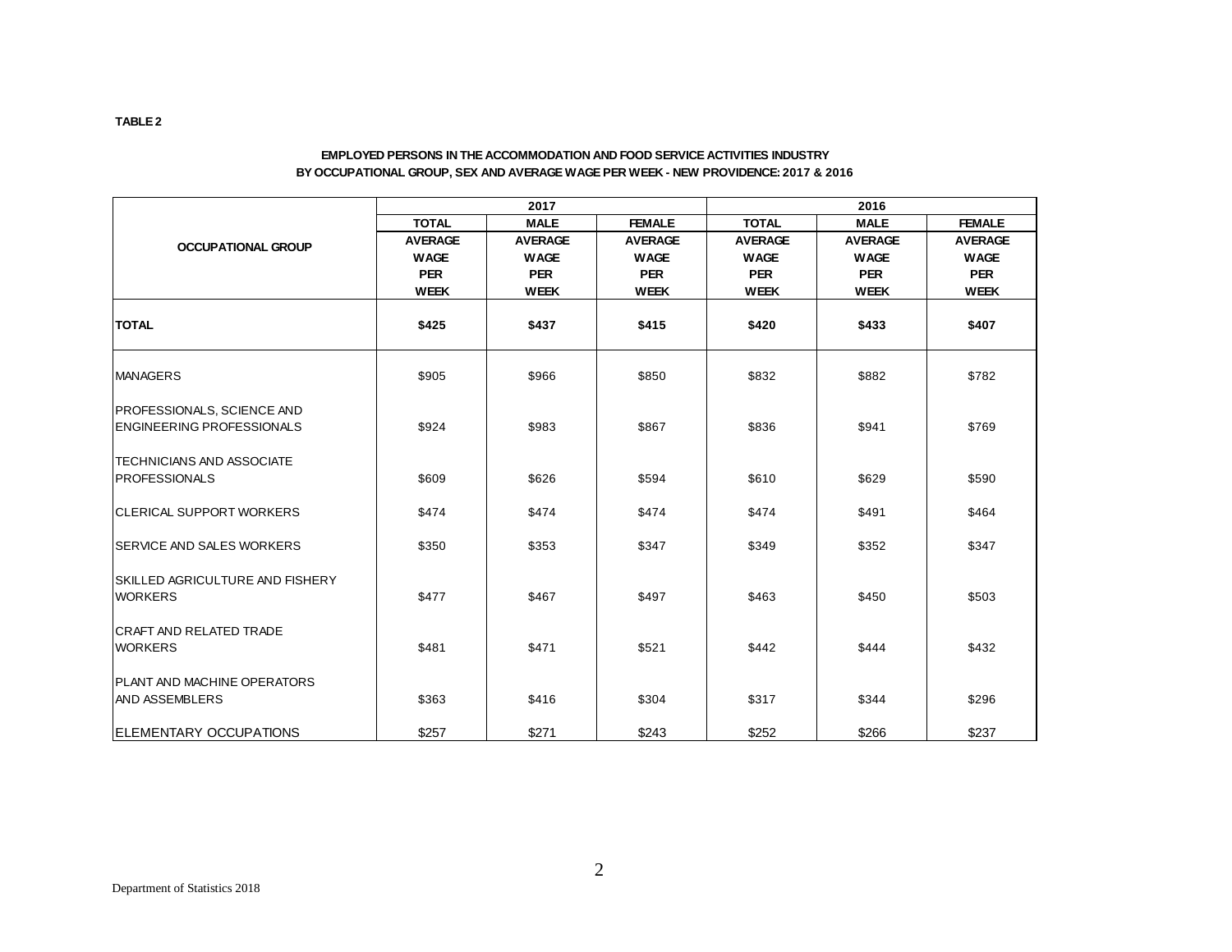**TABLE 2**

**EMPLOYED PERSONS IN THE ACCOMMODATION AND FOOD SERVICE ACTIVITIES INDUSTRY BY OCCUPATIONAL GROUP, SEX AND AVERAGE WAGE PER WEEK - NEW PROVIDENCE: 2017 & 2016**

| OCCUPATIONAL GROUP | 2017 | | | 2016 | | |
|---|---|---|---|---|---|---|
| | TOTAL | MALE | FEMALE | TOTAL | MALE | FEMALE |
| | AVERAGE WAGE PER WEEK | AVERAGE WAGE PER WEEK | AVERAGE WAGE PER WEEK | AVERAGE WAGE PER WEEK | AVERAGE WAGE PER WEEK | AVERAGE WAGE PER WEEK |
| **TOTAL** | **$425** | **$437** | **$415** | **$420** | **$433** | **$407** |
| MANAGERS | $905 | $966 | $850 | $832 | $882 | $782 |
| PROFESSIONALS, SCIENCE AND ENGINEERING PROFESSIONALS | $924 | $983 | $867 | $836 | $941 | $769 |
| TECHNICIANS AND ASSOCIATE PROFESSIONALS | $609 | $626 | $594 | $610 | $629 | $590 |
| CLERICAL SUPPORT WORKERS | $474 | $474 | $474 | $474 | $491 | $464 |
| SERVICE AND SALES WORKERS | $350 | $353 | $347 | $349 | $352 | $347 |
| SKILLED AGRICULTURE AND FISHERY WORKERS | $477 | $467 | $497 | $463 | $450 | $503 |
| CRAFT AND RELATED TRADE WORKERS | $481 | $471 | $521 | $442 | $444 | $432 |
| PLANT AND MACHINE OPERATORS AND ASSEMBLERS | $363 | $416 | $304 | $317 | $344 | $296 |
| ELEMENTARY OCCUPATIONS | $257 | $271 | $243 | $252 | $266 | $237 |

Department of Statistics 2018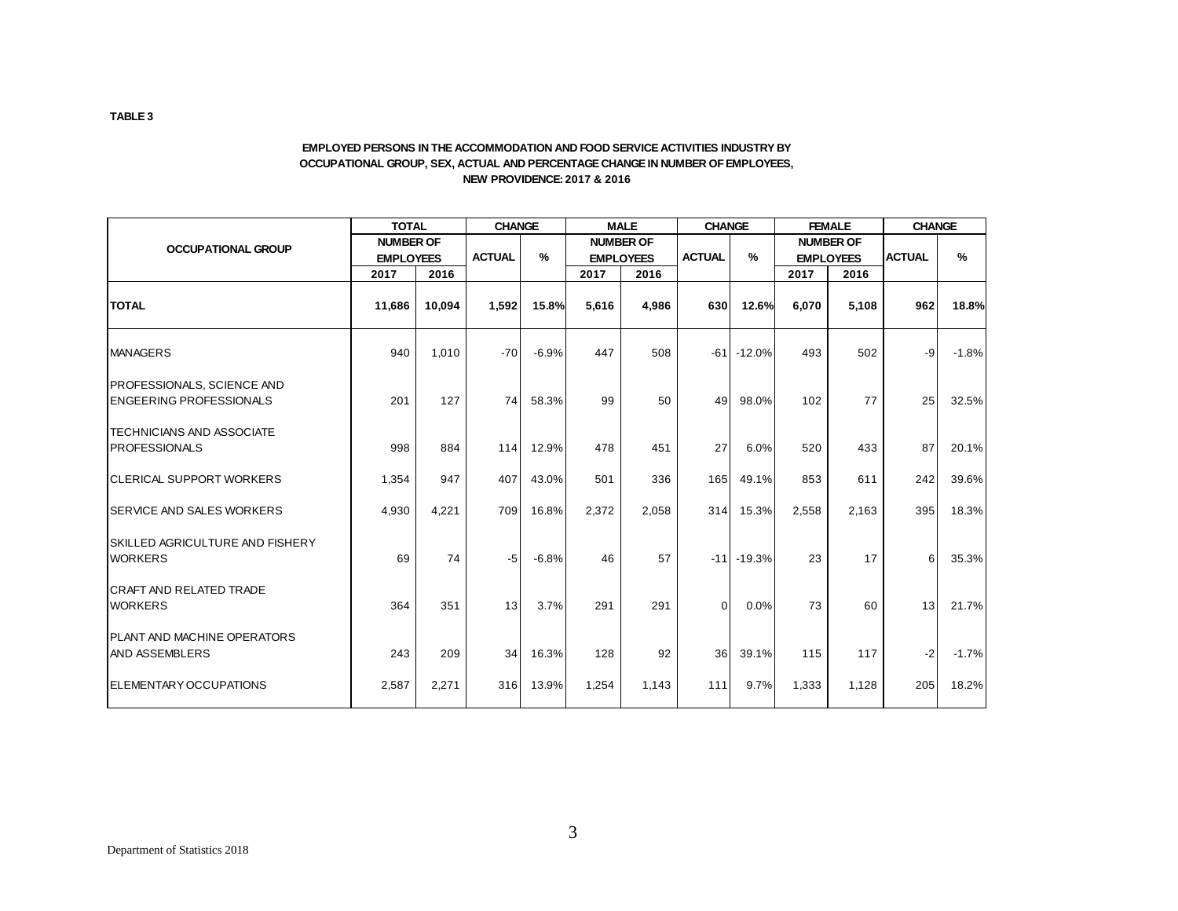**TABLE 3**

**EMPLOYED PERSONS IN THE ACCOMMODATION AND FOOD SERVICE ACTIVITIES INDUSTRY BY OCCUPATIONAL GROUP, SEX, ACTUAL AND PERCENTAGE CHANGE IN NUMBER OF EMPLOYEES, NEW PROVIDENCE: 2017 & 2016**

| OCCUPATIONAL GROUP | TOTAL NUMBER OF EMPLOYEES | | CHANGE | | MALE NUMBER OF EMPLOYEES | | CHANGE | | FEMALE NUMBER OF EMPLOYEES | | CHANGE | |
|---|---|---|---|---|---|---|---|---|---|---|---|---|
| | 2017 | 2016 | ACTUAL | % | 2017 | 2016 | ACTUAL | % | 2017 | 2016 | ACTUAL | % |
| **TOTAL** | **11,686** | **10,094** | **1,592** | **15.8%** | **5,616** | **4,986** | **630** | **12.6%** | **6,070** | **5,108** | **962** | **18.8%** |
| MANAGERS | 940 | 1,010 | -70 | -6.9% | 447 | 508 | -61 | -12.0% | 493 | 502 | -9 | -1.8% |
| PROFESSIONALS, SCIENCE AND ENGEERING PROFESSIONALS | 201 | 127 | 74 | 58.3% | 99 | 50 | 49 | 98.0% | 102 | 77 | 25 | 32.5% |
| TECHNICIANS AND ASSOCIATE PROFESSIONALS | 998 | 884 | 114 | 12.9% | 478 | 451 | 27 | 6.0% | 520 | 433 | 87 | 20.1% |
| CLERICAL SUPPORT WORKERS | 1,354 | 947 | 407 | 43.0% | 501 | 336 | 165 | 49.1% | 853 | 611 | 242 | 39.6% |
| SERVICE AND SALES WORKERS | 4,930 | 4,221 | 709 | 16.8% | 2,372 | 2,058 | 314 | 15.3% | 2,558 | 2,163 | 395 | 18.3% |
| SKILLED AGRICULTURE AND FISHERY WORKERS | 69 | 74 | -5 | -6.8% | 46 | 57 | -11 | -19.3% | 23 | 17 | 6 | 35.3% |
| CRAFT AND RELATED TRADE WORKERS | 364 | 351 | 13 | 3.7% | 291 | 291 | 0 | 0.0% | 73 | 60 | 13 | 21.7% |
| PLANT AND MACHINE OPERATORS AND ASSEMBLERS | 243 | 209 | 34 | 16.3% | 128 | 92 | 36 | 39.1% | 115 | 117 | -2 | -1.7% |
| ELEMENTARY OCCUPATIONS | 2,587 | 2,271 | 316 | 13.9% | 1,254 | 1,143 | 111 | 9.7% | 1,333 | 1,128 | 205 | 18.2% |

Department of Statistics 2018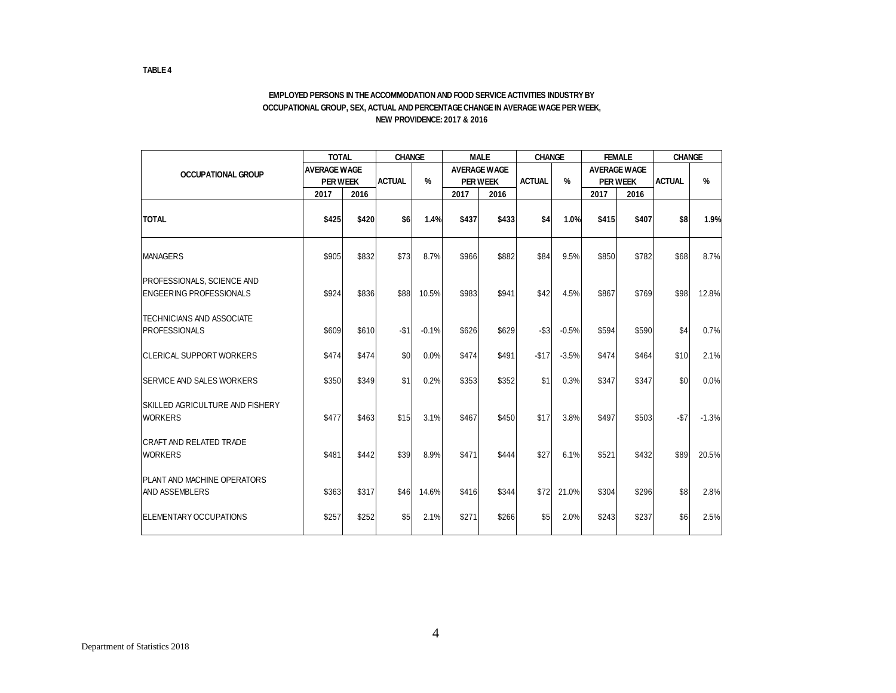**TABLE 4**

**EMPLOYED PERSONS IN THE ACCOMMODATION AND FOOD SERVICE ACTIVITIES INDUSTRY BY OCCUPATIONAL GROUP, SEX, ACTUAL AND PERCENTAGE CHANGE IN AVERAGE WAGE PER WEEK, NEW PROVIDENCE: 2017 & 2016**

| OCCUPATIONAL GROUP | TOTAL | | CHANGE | | MALE | | CHANGE | | FEMALE | | CHANGE | |
|---|---|---|---|---|---|---|---|---|---|---|---|---|
| | AVERAGE WAGE PER WEEK | | ACTUAL | % | AVERAGE WAGE PER WEEK | | ACTUAL | % | AVERAGE WAGE PER WEEK | | ACTUAL | % |
| | 2017 | 2016 | | | 2017 | 2016 | | | 2017 | 2016 | | |
| **TOTAL** | **$425** | **$420** | **$6** | **1.4%** | **$437** | **$433** | **$4** | **1.0%** | **$415** | **$407** | **$8** | **1.9%** |
| MANAGERS | $905 | $832 | $73 | 8.7% | $966 | $882 | $84 | 9.5% | $850 | $782 | $68 | 8.7% |
| PROFESSIONALS, SCIENCE AND ENGEERING PROFESSIONALS | $924 | $836 | $88 | 10.5% | $983 | $941 | $42 | 4.5% | $867 | $769 | $98 | 12.8% |
| TECHNICIANS AND ASSOCIATE PROFESSIONALS | $609 | $610 | -$1 | -0.1% | $626 | $629 | -$3 | -0.5% | $594 | $590 | $4 | 0.7% |
| CLERICAL SUPPORT WORKERS | $474 | $474 | $0 | 0.0% | $474 | $491 | -$17 | -3.5% | $474 | $464 | $10 | 2.1% |
| SERVICE AND SALES WORKERS | $350 | $349 | $1 | 0.2% | $353 | $352 | $1 | 0.3% | $347 | $347 | $0 | 0.0% |
| SKILLED AGRICULTURE AND FISHERY WORKERS | $477 | $463 | $15 | 3.1% | $467 | $450 | $17 | 3.8% | $497 | $503 | -$7 | -1.3% |
| CRAFT AND RELATED TRADE WORKERS | $481 | $442 | $39 | 8.9% | $471 | $444 | $27 | 6.1% | $521 | $432 | $89 | 20.5% |
| PLANT AND MACHINE OPERATORS AND ASSEMBLERS | $363 | $317 | $46 | 14.6% | $416 | $344 | $72 | 21.0% | $304 | $296 | $8 | 2.8% |
| ELEMENTARY OCCUPATIONS | $257 | $252 | $5 | 2.1% | $271 | $266 | $5 | 2.0% | $243 | $237 | $6 | 2.5% |

Department of Statistics 2018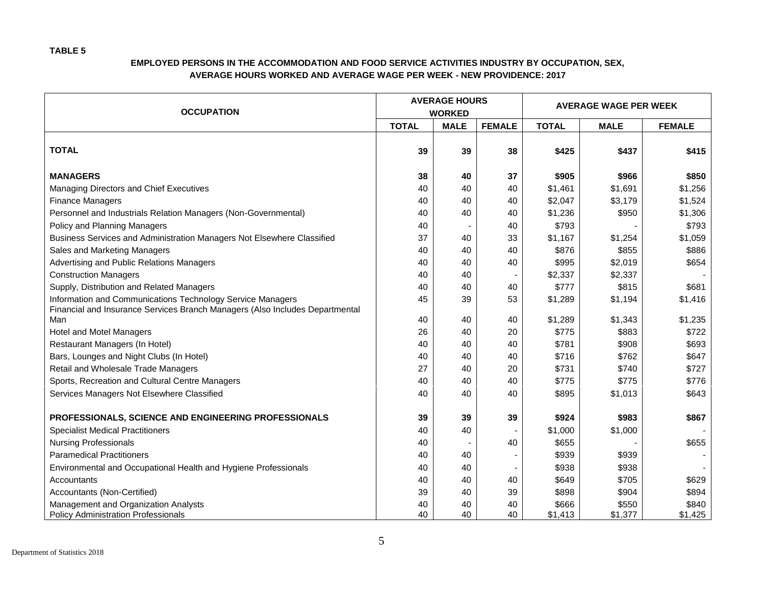**TABLE 5**

**EMPLOYED PERSONS IN THE ACCOMMODATION AND FOOD SERVICE ACTIVITIES INDUSTRY BY OCCUPATION, SEX, AVERAGE HOURS WORKED AND AVERAGE WAGE PER WEEK - NEW PROVIDENCE: 2017**

| OCCUPATION | AVERAGE HOURS WORKED | | | AVERAGE WAGE PER WEEK | | |
|---|---|---|---|---|---|---|
| | TOTAL | MALE | FEMALE | TOTAL | MALE | FEMALE |
| **TOTAL** | **39** | **39** | **38** | **$425** | **$437** | **$415** |
| **MANAGERS** | **38** | **40** | **37** | **$905** | **$966** | **$850** |
| Managing Directors and Chief Executives | 40 | 40 | 40 | $1,461 | $1,691 | $1,256 |
| Finance Managers | 40 | 40 | 40 | $2,047 | $3,179 | $1,524 |
| Personnel and Industrials Relation Managers (Non-Governmental) | 40 | 40 | 40 | $1,236 | $950 | $1,306 |
| Policy and Planning Managers | 40 | - | 40 | $793 | - | $793 |
| Business Services and Administration Managers Not Elsewhere Classified | 37 | 40 | 33 | $1,167 | $1,254 | $1,059 |
| Sales and Marketing Managers | 40 | 40 | 40 | $876 | $855 | $886 |
| Advertising and Public Relations Managers | 40 | 40 | 40 | $995 | $2,019 | $654 |
| Construction Managers | 40 | 40 | - | $2,337 | $2,337 | - |
| Supply, Distribution and Related Managers | 40 | 40 | 40 | $777 | $815 | $681 |
| Information and Communications Technology Service Managers | 45 | 39 | 53 | $1,289 | $1,194 | $1,416 |
| Financial and Insurance Services Branch Managers (Also Includes Departmental Man | 40 | 40 | 40 | $1,289 | $1,343 | $1,235 |
| Hotel and Motel Managers | 26 | 40 | 20 | $775 | $883 | $722 |
| Restaurant Managers (In Hotel) | 40 | 40 | 40 | $781 | $908 | $693 |
| Bars, Lounges and Night Clubs (In Hotel) | 40 | 40 | 40 | $716 | $762 | $647 |
| Retail and Wholesale Trade Managers | 27 | 40 | 20 | $731 | $740 | $727 |
| Sports, Recreation and Cultural Centre Managers | 40 | 40 | 40 | $775 | $775 | $776 |
| Services Managers Not Elsewhere Classified | 40 | 40 | 40 | $895 | $1,013 | $643 |
| **PROFESSIONALS, SCIENCE AND ENGINEERING PROFESSIONALS** | **39** | **39** | **39** | **$924** | **$983** | **$867** |
| Specialist Medical Practitioners | 40 | 40 | - | $1,000 | $1,000 | - |
| Nursing Professionals | 40 | - | 40 | $655 | - | $655 |
| Paramedical Practitioners | 40 | 40 | - | $939 | $939 | - |
| Environmental and Occupational Health and Hygiene Professionals | 40 | 40 | - | $938 | $938 | - |
| Accountants | 40 | 40 | 40 | $649 | $705 | $629 |
| Accountants (Non-Certified) | 39 | 40 | 39 | $898 | $904 | $894 |
| Management and Organization Analysts | 40 | 40 | 40 | $666 | $550 | $840 |
| Policy Administration Professionals | 40 | 40 | 40 | $1,413 | $1,377 | $1,425 |

Department of Statistics 2018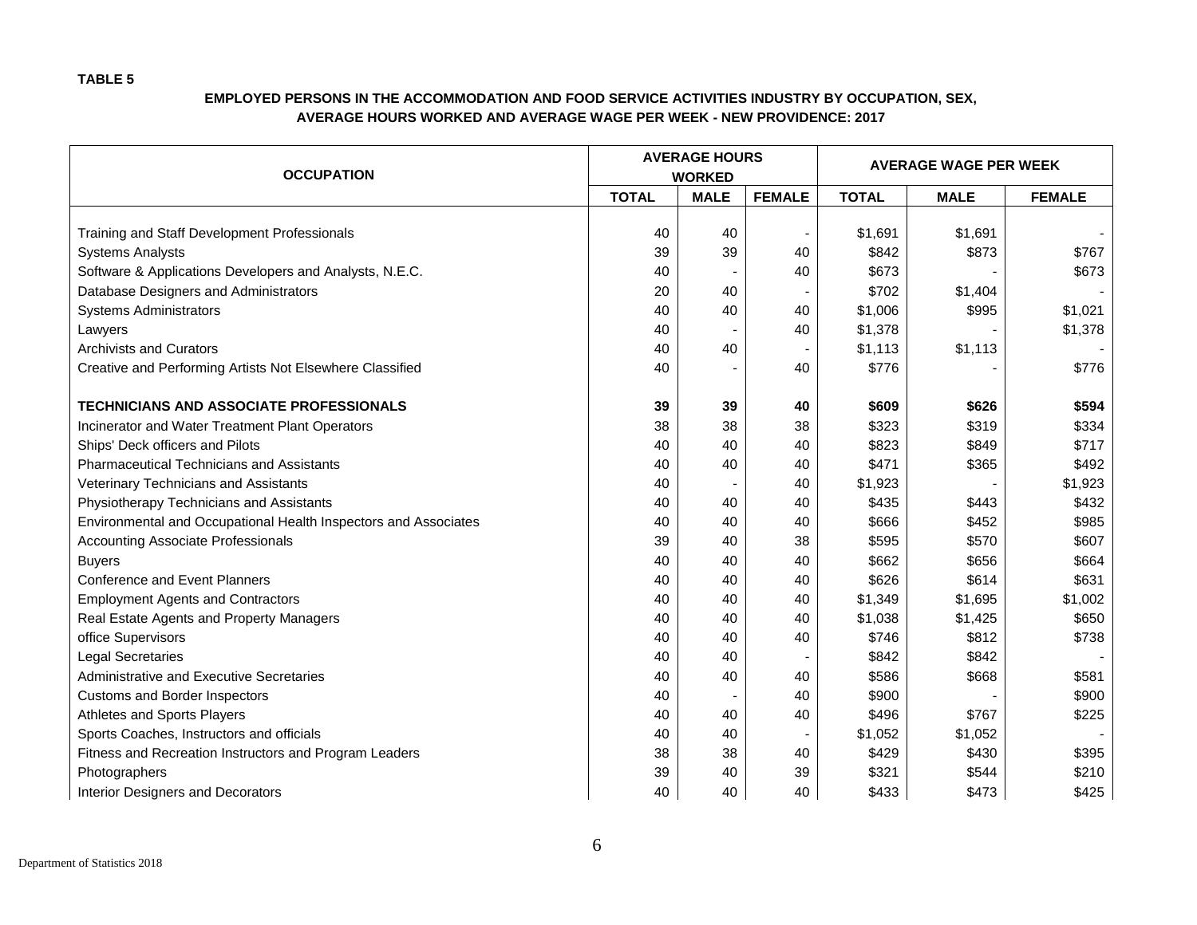**TABLE 5**

**EMPLOYED PERSONS IN THE ACCOMMODATION AND FOOD SERVICE ACTIVITIES INDUSTRY BY OCCUPATION, SEX, AVERAGE HOURS WORKED AND AVERAGE WAGE PER WEEK - NEW PROVIDENCE: 2017**

| OCCUPATION | AVERAGE HOURS WORKED | | | AVERAGE WAGE PER WEEK | | |
|---|---|---|---|---|---|---|
| | TOTAL | MALE | FEMALE | TOTAL | MALE | FEMALE |
| Training and Staff Development Professionals | 40 | 40 | - | $1,691 | $1,691 | - |
| Systems Analysts | 39 | 39 | 40 | $842 | $873 | $767 |
| Software & Applications Developers and Analysts, N.E.C. | 40 | - | 40 | $673 | - | $673 |
| Database Designers and Administrators | 20 | 40 | - | $702 | $1,404 | - |
| Systems Administrators | 40 | 40 | 40 | $1,006 | $995 | $1,021 |
| Lawyers | 40 | - | 40 | $1,378 | - | $1,378 |
| Archivists and Curators | 40 | 40 | - | $1,113 | $1,113 | - |
| Creative and Performing Artists Not Elsewhere Classified | 40 | - | 40 | $776 | - | $776 |
| **TECHNICIANS AND ASSOCIATE PROFESSIONALS** | **39** | **39** | **40** | **$609** | **$626** | **$594** |
| Incinerator and Water Treatment Plant Operators | 38 | 38 | 38 | $323 | $319 | $334 |
| Ships' Deck officers and Pilots | 40 | 40 | 40 | $823 | $849 | $717 |
| Pharmaceutical Technicians and Assistants | 40 | 40 | 40 | $471 | $365 | $492 |
| Veterinary Technicians and Assistants | 40 | - | 40 | $1,923 | - | $1,923 |
| Physiotherapy Technicians and Assistants | 40 | 40 | 40 | $435 | $443 | $432 |
| Environmental and Occupational Health Inspectors and Associates | 40 | 40 | 40 | $666 | $452 | $985 |
| Accounting Associate Professionals | 39 | 40 | 38 | $595 | $570 | $607 |
| Buyers | 40 | 40 | 40 | $662 | $656 | $664 |
| Conference and Event Planners | 40 | 40 | 40 | $626 | $614 | $631 |
| Employment Agents and Contractors | 40 | 40 | 40 | $1,349 | $1,695 | $1,002 |
| Real Estate Agents and Property Managers | 40 | 40 | 40 | $1,038 | $1,425 | $650 |
| office Supervisors | 40 | 40 | 40 | $746 | $812 | $738 |
| Legal Secretaries | 40 | 40 | - | $842 | $842 | - |
| Administrative and Executive Secretaries | 40 | 40 | 40 | $586 | $668 | $581 |
| Customs and Border Inspectors | 40 | - | 40 | $900 | - | $900 |
| Athletes and Sports Players | 40 | 40 | 40 | $496 | $767 | $225 |
| Sports Coaches, Instructors and officials | 40 | 40 | - | $1,052 | $1,052 | - |
| Fitness and Recreation Instructors and Program Leaders | 38 | 38 | 40 | $429 | $430 | $395 |
| Photographers | 39 | 40 | 39 | $321 | $544 | $210 |
| Interior Designers and Decorators | 40 | 40 | 40 | $433 | $473 | $425 |

Department of Statistics 2018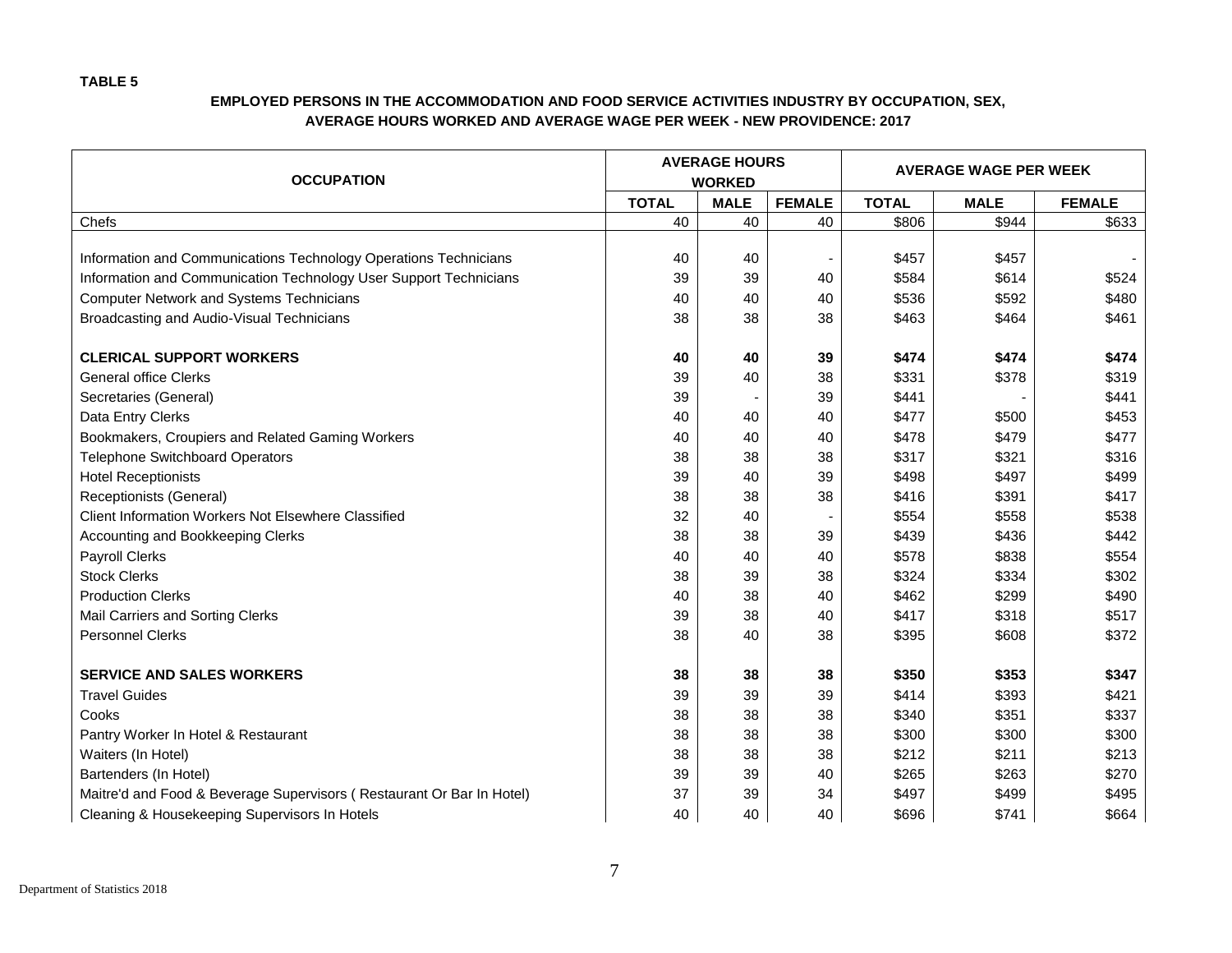**TABLE 5**

**EMPLOYED PERSONS IN THE ACCOMMODATION AND FOOD SERVICE ACTIVITIES INDUSTRY BY OCCUPATION, SEX, AVERAGE HOURS WORKED AND AVERAGE WAGE PER WEEK - NEW PROVIDENCE: 2017**

| OCCUPATION | AVERAGE HOURS WORKED | | | AVERAGE WAGE PER WEEK | | |
|---|---|---|---|---|---|---|
| | TOTAL | MALE | FEMALE | TOTAL | MALE | FEMALE |
| Chefs | 40 | 40 | 40 | $806 | $944 | $633 |
| | | | | | | |
| Information and Communications Technology Operations Technicians | 40 | 40 | - | $457 | $457 | - |
| Information and Communication Technology User Support Technicians | 39 | 39 | 40 | $584 | $614 | $524 |
| Computer Network and Systems Technicians | 40 | 40 | 40 | $536 | $592 | $480 |
| Broadcasting and Audio-Visual Technicians | 38 | 38 | 38 | $463 | $464 | $461 |
| | | | | | | |
| **CLERICAL SUPPORT WORKERS** | **40** | **40** | **39** | **$474** | **$474** | **$474** |
| General office Clerks | 39 | 40 | 38 | $331 | $378 | $319 |
| Secretaries (General) | 39 | - | 39 | $441 | - | $441 |
| Data Entry Clerks | 40 | 40 | 40 | $477 | $500 | $453 |
| Bookmakers, Croupiers and Related Gaming Workers | 40 | 40 | 40 | $478 | $479 | $477 |
| Telephone Switchboard Operators | 38 | 38 | 38 | $317 | $321 | $316 |
| Hotel Receptionists | 39 | 40 | 39 | $498 | $497 | $499 |
| Receptionists (General) | 38 | 38 | 38 | $416 | $391 | $417 |
| Client Information Workers Not Elsewhere Classified | 32 | 40 | - | $554 | $558 | $538 |
| Accounting and Bookkeeping Clerks | 38 | 38 | 39 | $439 | $436 | $442 |
| Payroll Clerks | 40 | 40 | 40 | $578 | $838 | $554 |
| Stock Clerks | 38 | 39 | 38 | $324 | $334 | $302 |
| Production Clerks | 40 | 38 | 40 | $462 | $299 | $490 |
| Mail Carriers and Sorting Clerks | 39 | 38 | 40 | $417 | $318 | $517 |
| Personnel Clerks | 38 | 40 | 38 | $395 | $608 | $372 |
| | | | | | | |
| **SERVICE AND SALES WORKERS** | **38** | **38** | **38** | **$350** | **$353** | **$347** |
| Travel Guides | 39 | 39 | 39 | $414 | $393 | $421 |
| Cooks | 38 | 38 | 38 | $340 | $351 | $337 |
| Pantry Worker In Hotel & Restaurant | 38 | 38 | 38 | $300 | $300 | $300 |
| Waiters (In Hotel) | 38 | 38 | 38 | $212 | $211 | $213 |
| Bartenders (In Hotel) | 39 | 39 | 40 | $265 | $263 | $270 |
| Maitre'd and Food & Beverage Supervisors ( Restaurant Or Bar In Hotel) | 37 | 39 | 34 | $497 | $499 | $495 |
| Cleaning & Housekeeping Supervisors In Hotels | 40 | 40 | 40 | $696 | $741 | $664 |

Department of Statistics 2018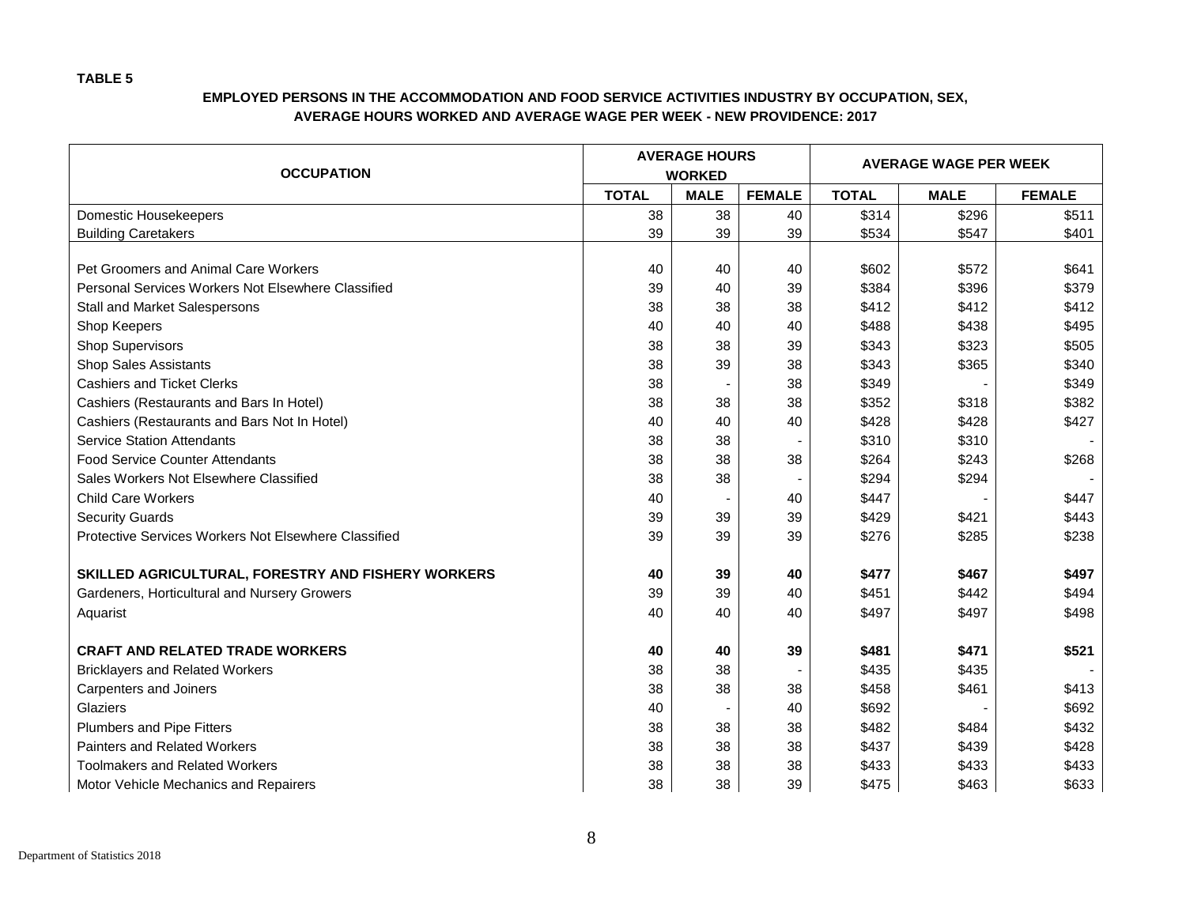**TABLE 5**

**EMPLOYED PERSONS IN THE ACCOMMODATION AND FOOD SERVICE ACTIVITIES INDUSTRY BY OCCUPATION, SEX, AVERAGE HOURS WORKED AND AVERAGE WAGE PER WEEK - NEW PROVIDENCE: 2017**

| OCCUPATION | AVERAGE HOURS WORKED | | | AVERAGE WAGE PER WEEK | | |
|---|---|---|---|---|---|---|
| | TOTAL | MALE | FEMALE | TOTAL | MALE | FEMALE |
| Domestic Housekeepers | 38 | 38 | 40 | $314 | $296 | $511 |
| Building Caretakers | 39 | 39 | 39 | $534 | $547 | $401 |
| | | | | | | |
| Pet Groomers and Animal Care Workers | 40 | 40 | 40 | $602 | $572 | $641 |
| Personal Services Workers Not Elsewhere Classified | 39 | 40 | 39 | $384 | $396 | $379 |
| Stall and Market Salespersons | 38 | 38 | 38 | $412 | $412 | $412 |
| Shop Keepers | 40 | 40 | 40 | $488 | $438 | $495 |
| Shop Supervisors | 38 | 38 | 39 | $343 | $323 | $505 |
| Shop Sales Assistants | 38 | 39 | 38 | $343 | $365 | $340 |
| Cashiers and Ticket Clerks | 38 | - | 38 | $349 | - | $349 |
| Cashiers (Restaurants and Bars In Hotel) | 38 | 38 | 38 | $352 | $318 | $382 |
| Cashiers (Restaurants and Bars Not In Hotel) | 40 | 40 | 40 | $428 | $428 | $427 |
| Service Station Attendants | 38 | 38 | - | $310 | $310 | - |
| Food Service Counter Attendants | 38 | 38 | 38 | $264 | $243 | $268 |
| Sales Workers Not Elsewhere Classified | 38 | 38 | - | $294 | $294 | - |
| Child Care Workers | 40 | - | 40 | $447 | - | $447 |
| Security Guards | 39 | 39 | 39 | $429 | $421 | $443 |
| Protective Services Workers Not Elsewhere Classified | 39 | 39 | 39 | $276 | $285 | $238 |
| | | | | | | |
| **SKILLED AGRICULTURAL, FORESTRY AND FISHERY WORKERS** | **40** | **39** | **40** | **$477** | **$467** | **$497** |
| Gardeners, Horticultural and Nursery Growers | 39 | 39 | 40 | $451 | $442 | $494 |
| Aquarist | 40 | 40 | 40 | $497 | $497 | $498 |
| | | | | | | |
| **CRAFT AND RELATED TRADE WORKERS** | **40** | **40** | **39** | **$481** | **$471** | **$521** |
| Bricklayers and Related Workers | 38 | 38 | - | $435 | $435 | - |
| Carpenters and Joiners | 38 | 38 | 38 | $458 | $461 | $413 |
| Glaziers | 40 | - | 40 | $692 | - | $692 |
| Plumbers and Pipe Fitters | 38 | 38 | 38 | $482 | $484 | $432 |
| Painters and Related Workers | 38 | 38 | 38 | $437 | $439 | $428 |
| Toolmakers and Related Workers | 38 | 38 | 38 | $433 | $433 | $433 |
| Motor Vehicle Mechanics and Repairers | 38 | 38 | 39 | $475 | $463 | $633 |

Department of Statistics 2018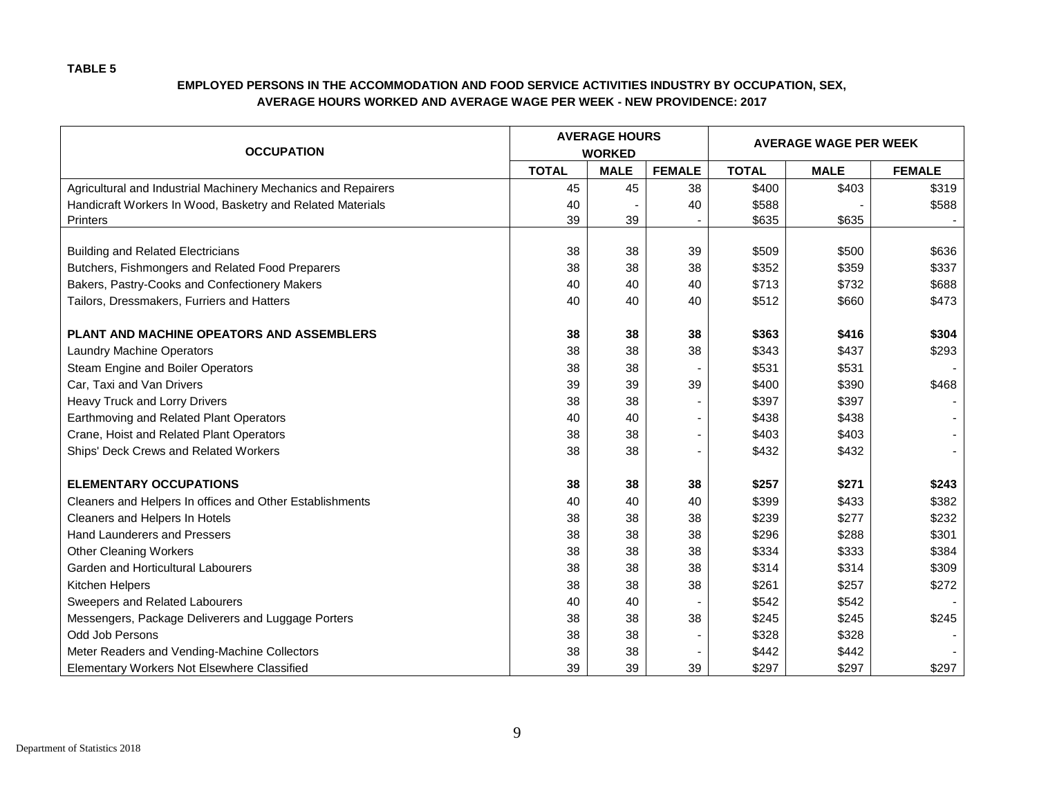**TABLE 5**

**EMPLOYED PERSONS IN THE ACCOMMODATION AND FOOD SERVICE ACTIVITIES INDUSTRY BY OCCUPATION, SEX, AVERAGE HOURS WORKED AND AVERAGE WAGE PER WEEK - NEW PROVIDENCE: 2017**

| OCCUPATION | AVERAGE HOURS WORKED | | | AVERAGE WAGE PER WEEK | | |
|---|---|---|---|---|---|---|
| | TOTAL | MALE | FEMALE | TOTAL | MALE | FEMALE |
| Agricultural and Industrial Machinery Mechanics and Repairers | 45 | 45 | 38 | $400 | $403 | $319 |
| Handicraft Workers In Wood, Basketry and Related Materials | 40 | - | 40 | $588 | - | $588 |
| Printers | 39 | 39 | - | $635 | $635 | - |
| | | | | | | |
| Building and Related Electricians | 38 | 38 | 39 | $509 | $500 | $636 |
| Butchers, Fishmongers and Related Food Preparers | 38 | 38 | 38 | $352 | $359 | $337 |
| Bakers, Pastry-Cooks and Confectionery Makers | 40 | 40 | 40 | $713 | $732 | $688 |
| Tailors, Dressmakers, Furriers and Hatters | 40 | 40 | 40 | $512 | $660 | $473 |
| | | | | | | |
| **PLANT AND MACHINE OPEATORS AND ASSEMBLERS** | **38** | **38** | **38** | **$363** | **$416** | **$304** |
| Laundry Machine Operators | 38 | 38 | 38 | $343 | $437 | $293 |
| Steam Engine and Boiler Operators | 38 | 38 | - | $531 | $531 | - |
| Car, Taxi and Van Drivers | 39 | 39 | 39 | $400 | $390 | $468 |
| Heavy Truck and Lorry Drivers | 38 | 38 | - | $397 | $397 | - |
| Earthmoving and Related Plant Operators | 40 | 40 | - | $438 | $438 | - |
| Crane, Hoist and Related Plant Operators | 38 | 38 | - | $403 | $403 | - |
| Ships' Deck Crews and Related Workers | 38 | 38 | - | $432 | $432 | - |
| | | | | | | |
| **ELEMENTARY OCCUPATIONS** | **38** | **38** | **38** | **$257** | **$271** | **$243** |
| Cleaners and Helpers In offices and Other Establishments | 40 | 40 | 40 | $399 | $433 | $382 |
| Cleaners and Helpers In Hotels | 38 | 38 | 38 | $239 | $277 | $232 |
| Hand Launderers and Pressers | 38 | 38 | 38 | $296 | $288 | $301 |
| Other Cleaning Workers | 38 | 38 | 38 | $334 | $333 | $384 |
| Garden and Horticultural Labourers | 38 | 38 | 38 | $314 | $314 | $309 |
| Kitchen Helpers | 38 | 38 | 38 | $261 | $257 | $272 |
| Sweepers and Related Labourers | 40 | 40 | - | $542 | $542 | - |
| Messengers, Package Deliverers and Luggage Porters | 38 | 38 | 38 | $245 | $245 | $245 |
| Odd Job Persons | 38 | 38 | - | $328 | $328 | - |
| Meter Readers and Vending-Machine Collectors | 38 | 38 | - | $442 | $442 | - |
| Elementary Workers Not Elsewhere Classified | 39 | 39 | 39 | $297 | $297 | $297 |

Department of Statistics 2018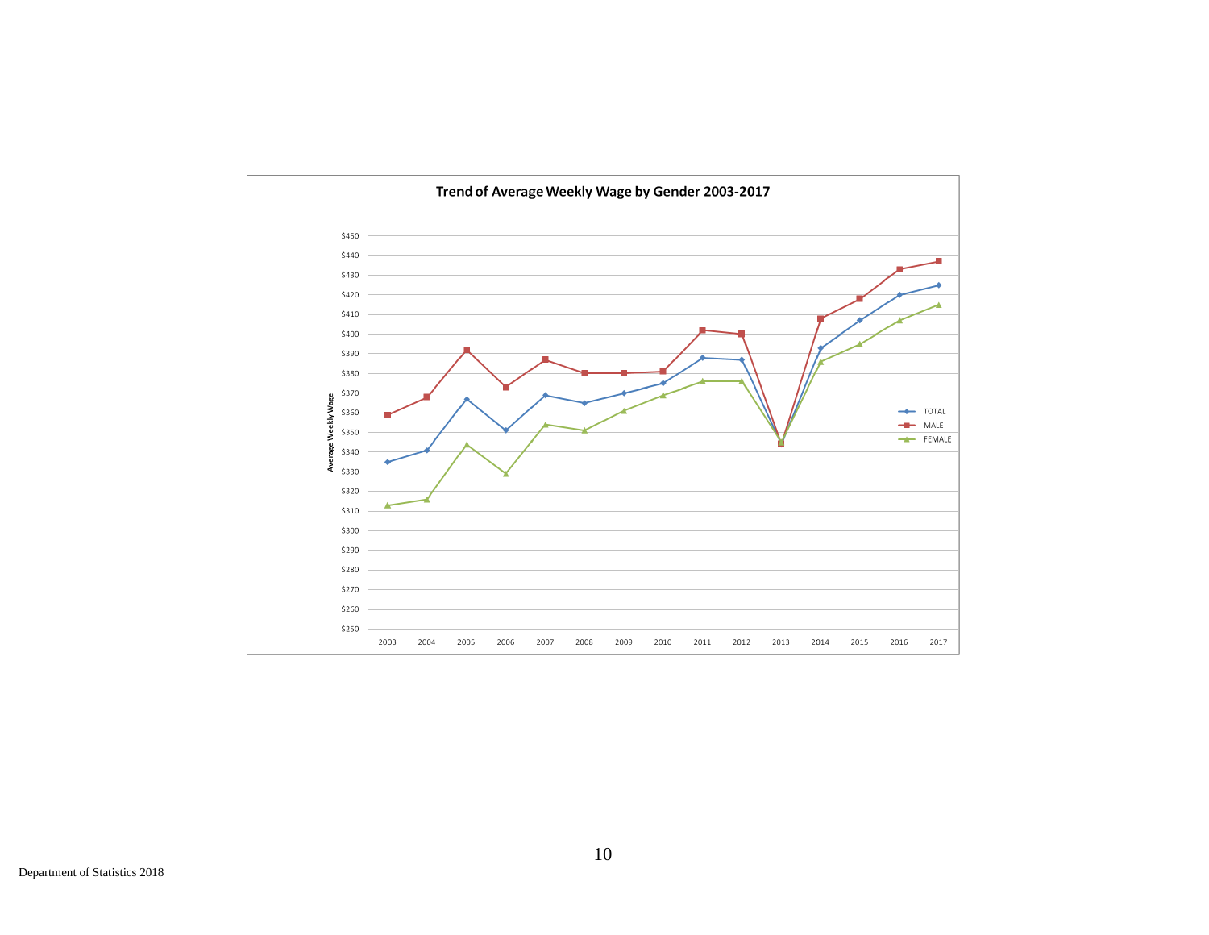**Trend of Average Weekly Wage by Gender 2003-2017**

Average Weekly Wage

$450
$440
$430
$420
$410
$400
$390
$380
$370
$360
$350
$340
$330
$320
$310
$300
$290
$280
$270
$260
$250

2003 2004 2005 2006 2007 2008 2009 2010 2011 2012 2013 2014 2015 2016 2017

TOTAL
MALE
FEMALE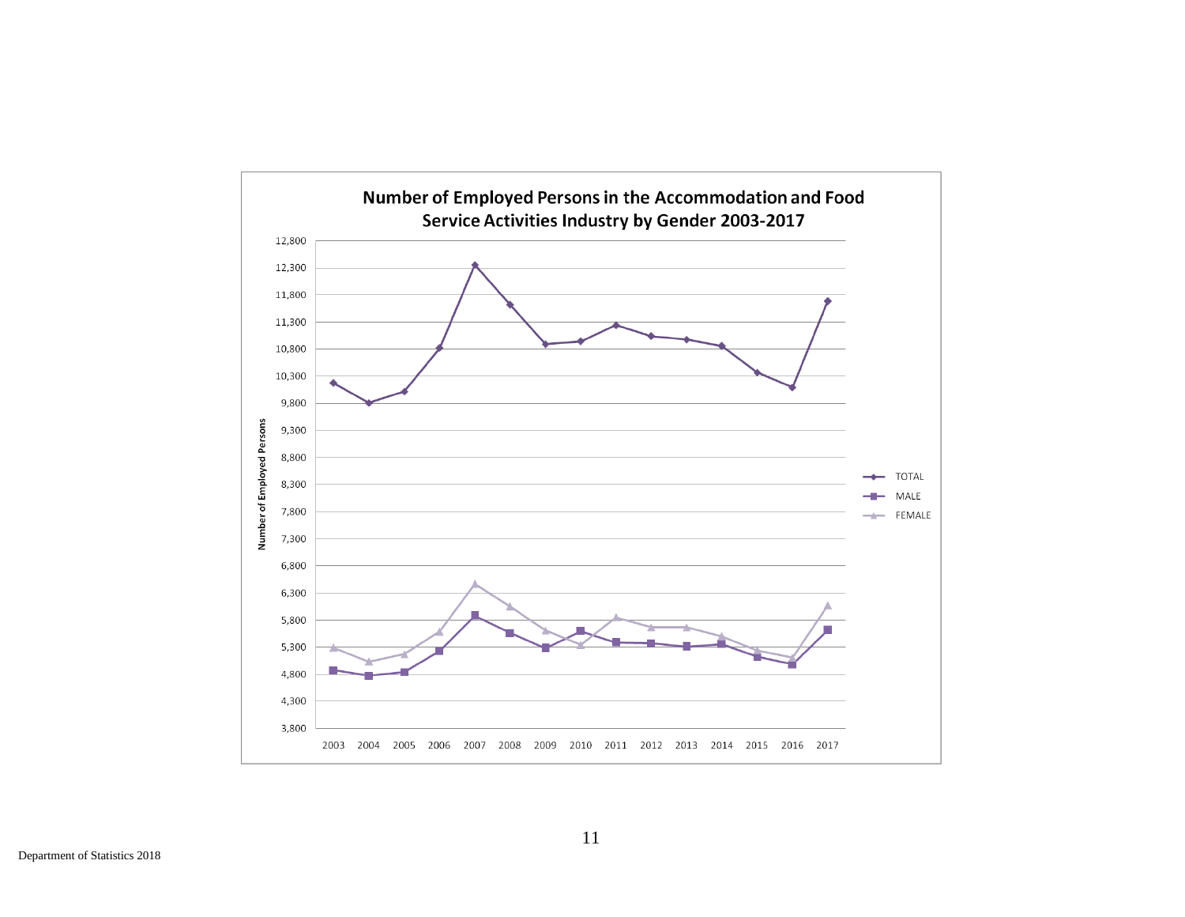**Number of Employed Persons in the Accommodation and Food Service Activities Industry by Gender 2003-2017**

Number of Employed Persons

12,800
12,300
11,800
11,300
10,800
10,300
9,800
9,300
8,800
8,300
7,800
7,300
6,800
6,300
5,800
5,300
4,800
4,300
3,800

2003 2004 2005 2006 2007 2008 2009 2010 2011 2012 2013 2014 2015 2016 2017

TOTAL
MALE
FEMALE

Department of Statistics 2018